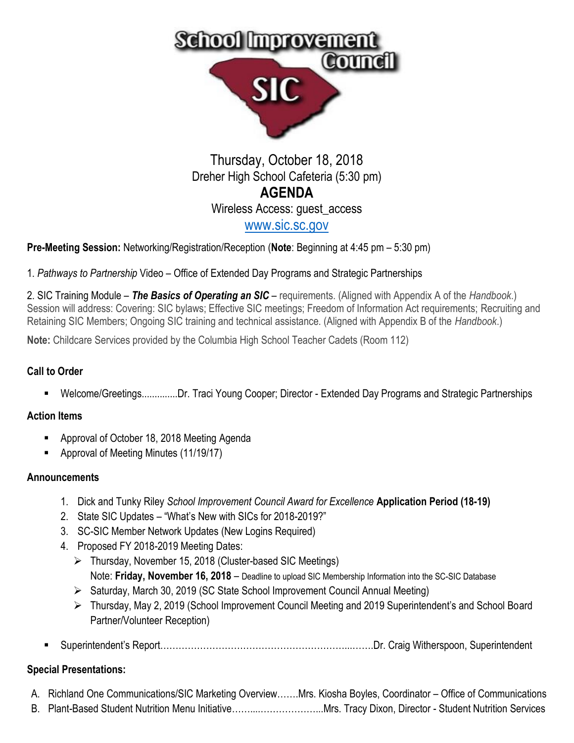# School Improvement Council

# SIC

Thursday, October 18, 2018
Dreher High School Cafeteria (5:30 pm)

## AGENDA

Wireless Access: guest_access

www.sic.sc.gov

**Pre-Meeting Session:** Networking/Registration/Reception (**Note**: Beginning at 4:45 pm – 5:30 pm)

1. *Pathways to Partnership* Video – Office of Extended Day Programs and Strategic Partnerships

2. SIC Training Module – ***The Basics of Operating an SIC*** – requirements. (Aligned with Appendix A of the *Handbook*.) Session will address: Covering: SIC bylaws; Effective SIC meetings; Freedom of Information Act requirements; Recruiting and Retaining SIC Members; Ongoing SIC training and technical assistance. (Aligned with Appendix B of the *Handbook*.)

**Note:** Childcare Services provided by the Columbia High School Teacher Cadets (Room 112)

### Call to Order

- Welcome/Greetings.............Dr. Traci Young Cooper; Director - Extended Day Programs and Strategic Partnerships

### Action Items

- Approval of October 18, 2018 Meeting Agenda
- Approval of Meeting Minutes (11/19/17)

### Announcements

1. Dick and Tunky Riley *School Improvement Council Award for Excellence* **Application Period (18-19)**
2. State SIC Updates – "What's New with SICs for 2018-2019?"
3. SC-SIC Member Network Updates (New Logins Required)
4. Proposed FY 2018-2019 Meeting Dates:
   - Thursday, November 15, 2018 (Cluster-based SIC Meetings)
     Note: **Friday, November 16, 2018** – Deadline to upload SIC Membership Information into the SC-SIC Database
   - Saturday, March 30, 2019 (SC State School Improvement Council Annual Meeting)
   - Thursday, May 2, 2019 (School Improvement Council Meeting and 2019 Superintendent's and School Board Partner/Volunteer Reception)

- Superintendent's Report……………………………………………………...…….Dr. Craig Witherspoon, Superintendent

### Special Presentations:

A. Richland One Communications/SIC Marketing Overview…….Mrs. Kiosha Boyles, Coordinator – Office of Communications
B. Plant-Based Student Nutrition Menu Initiative……....………………...Mrs. Tracy Dixon, Director - Student Nutrition Services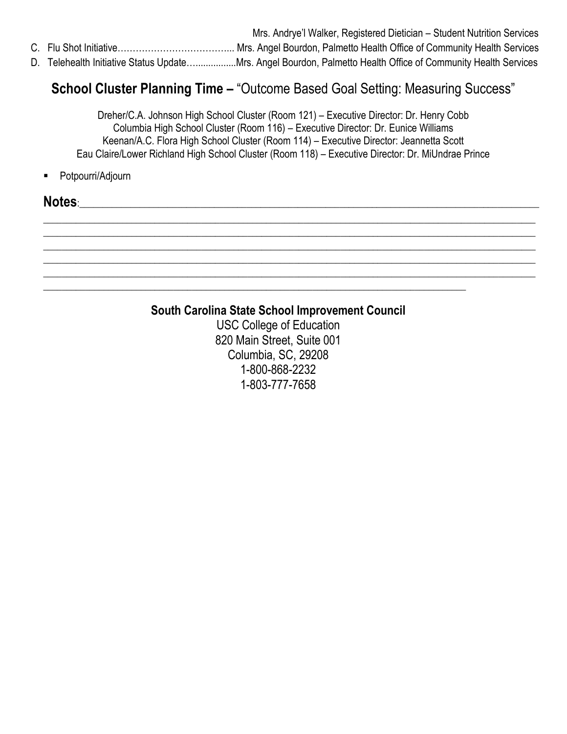Mrs. Andrye'l Walker, Registered Dietician – Student Nutrition Services

C. Flu Shot Initiative………………………………... Mrs. Angel Bourdon, Palmetto Health Office of Community Health Services

D. Telehealth Initiative Status Update…................Mrs. Angel Bourdon, Palmetto Health Office of Community Health Services

## School Cluster Planning Time – "Outcome Based Goal Setting: Measuring Success"

Dreher/C.A. Johnson High School Cluster (Room 121) – Executive Director: Dr. Henry Cobb
Columbia High School Cluster (Room 116) – Executive Director: Dr. Eunice Williams
Keenan/A.C. Flora High School Cluster (Room 114) – Executive Director: Jeannetta Scott
Eau Claire/Lower Richland High School Cluster (Room 118) – Executive Director: Dr. MiUndrae Prince

- Potpourri/Adjourn

**Notes**:\_\_\_\_\_\_\_\_\_\_\_\_\_\_\_\_\_\_\_\_\_\_\_\_\_\_\_\_\_\_\_\_\_\_\_\_\_\_\_\_\_\_\_\_\_\_\_\_\_\_\_\_\_\_\_\_\_\_\_\_\_\_\_\_\_\_\_\_\_\_\_\_\_\_\_\_\_\_

**South Carolina State School Improvement Council**
USC College of Education
820 Main Street, Suite 001
Columbia, SC, 29208
1-800-868-2232
1-803-777-7658